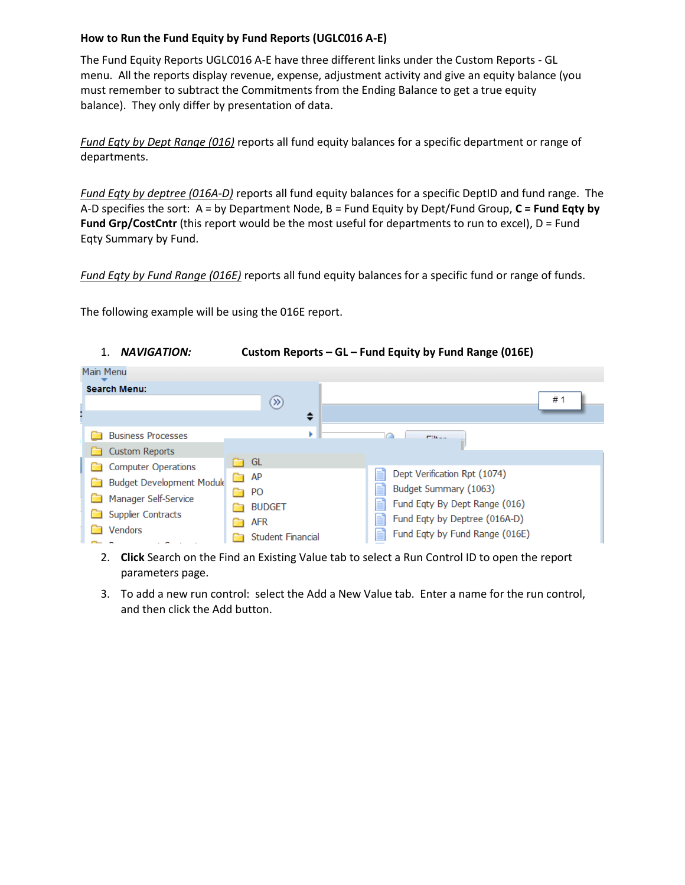**How to Run the Fund Equity by Fund Reports (UGLC016 A-E)**

The Fund Equity Reports UGLC016 A-E have three different links under the Custom Reports - GL menu. All the reports display revenue, expense, adjustment activity and give an equity balance (you must remember to subtract the Commitments from the Ending Balance to get a true equity balance). They only differ by presentation of data.

*Fund Eqty by Dept Range (016)* reports all fund equity balances for a specific department or range of departments.

*Fund Eqty by deptree (016A-D)* reports all fund equity balances for a specific DeptID and fund range. The A-D specifies the sort: A = by Department Node, B = Fund Equity by Dept/Fund Group, **C = Fund Eqty by Fund Grp/CostCntr** (this report would be the most useful for departments to run to excel), D = Fund Eqty Summary by Fund.

*Fund Eqty by Fund Range (016E)* reports all fund equity balances for a specific fund or range of funds.

The following example will be using the 016E report.

1. ***NAVIGATION:*** **Custom Reports – GL – Fund Equity by Fund Range (016E)**
2. **Click** Search on the Find an Existing Value tab to select a Run Control ID to open the report parameters page.
3. To add a new run control: select the Add a New Value tab. Enter a name for the run control, and then click the Add button.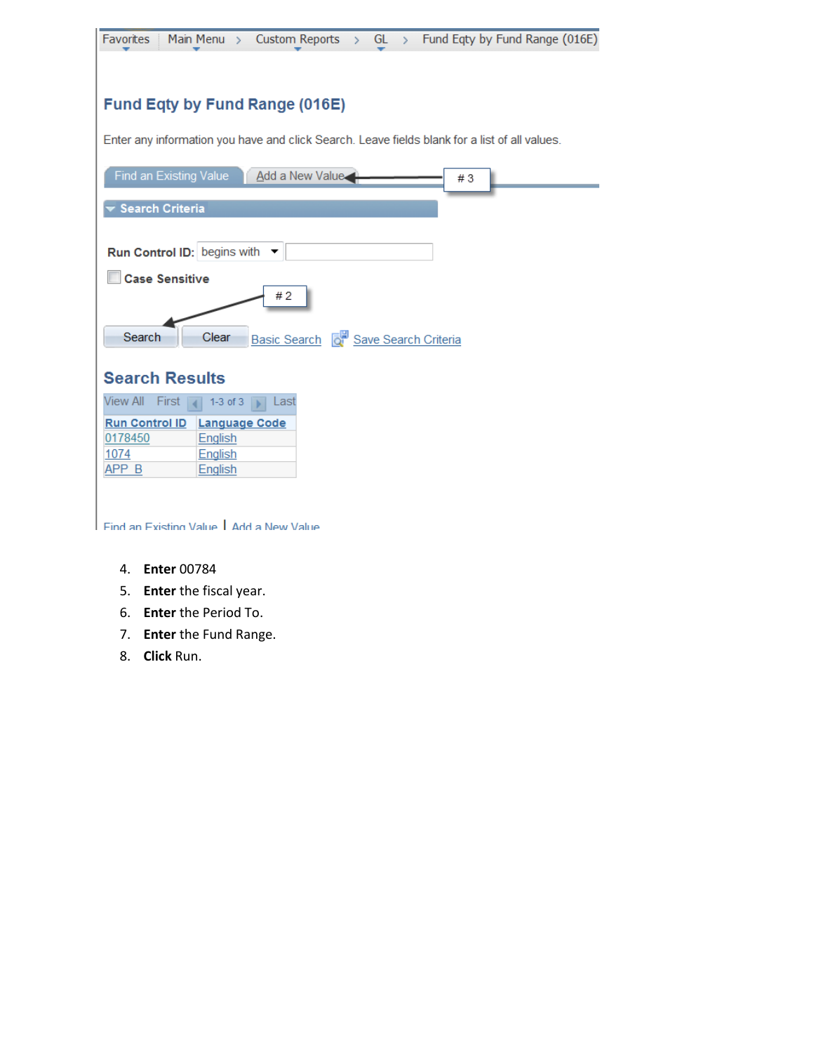Favorites | Main Menu > Custom Reports > GL > Fund Eqty by Fund Range (016E)

## Fund Eqty by Fund Range (016E)

Enter any information you have and click Search. Leave fields blank for a list of all values.

Find an Existing Value | Add a New Value ← # 3

**Search Criteria**

**Run Control ID:** begins with

**Case Sensitive**

# 2

Search | Clear | Basic Search | Save Search Criteria

### Search Results

View All First 1-3 of 3 Last

| Run Control ID | Language Code |
| --- | --- |
| 0178450 | English |
| 1074 | English |
| APP_B | English |

Find an Existing Value | Add a New Value

4. **Enter** 00784
5. **Enter** the fiscal year.
6. **Enter** the Period To.
7. **Enter** the Fund Range.
8. **Click** Run.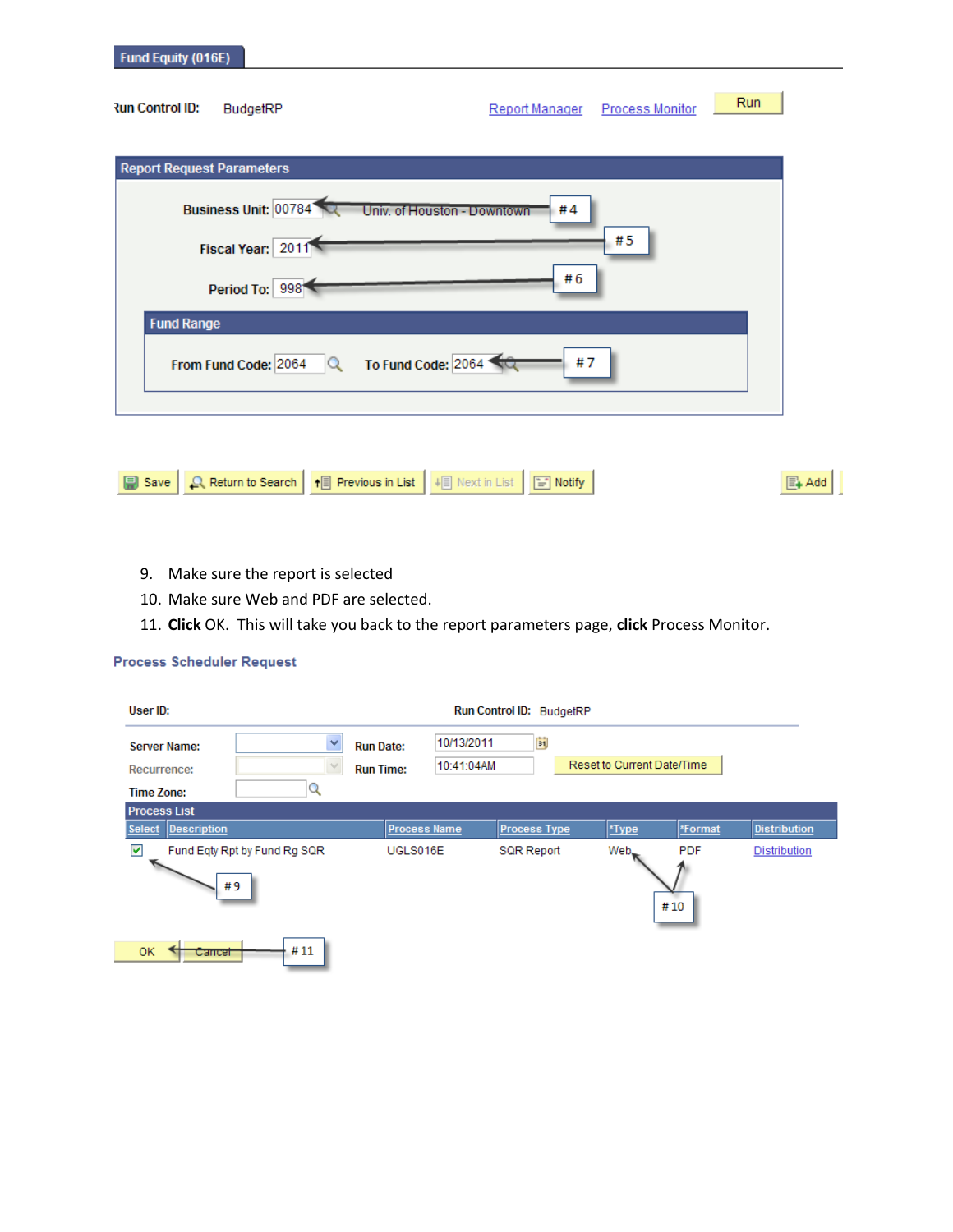Fund Equity (016E)

Run Control ID: BudgetRP

Report Manager Process Monitor Run

**Report Request Parameters**

Business Unit: 00784 Univ. of Houston - Downtown # 4

Fiscal Year: 2011 # 5

Period To: 998 # 6

**Fund Range**

From Fund Code: 2064 To Fund Code: 2064 # 7

Save | Return to Search | Previous in List | Next in List | Notify | Add

9. Make sure the report is selected
10. Make sure Web and PDF are selected.
11. **Click** OK. This will take you back to the report parameters page, **click** Process Monitor.

**Process Scheduler Request**

User ID: Run Control ID: BudgetRP

Server Name: Run Date: 10/13/2011

Recurrence: Run Time: 10:41:04AM Reset to Current Date/Time

Time Zone:

**Process List**

| Select | Description | Process Name | Process Type | *Type | *Format | Distribution |
| --- | --- | --- | --- | --- | --- | --- |
| ☑ | Fund Eqty Rpt by Fund Rg SQR | UGLS016E | SQR Report | Web | PDF | Distribution |

# 9

# 10

OK Cancel # 11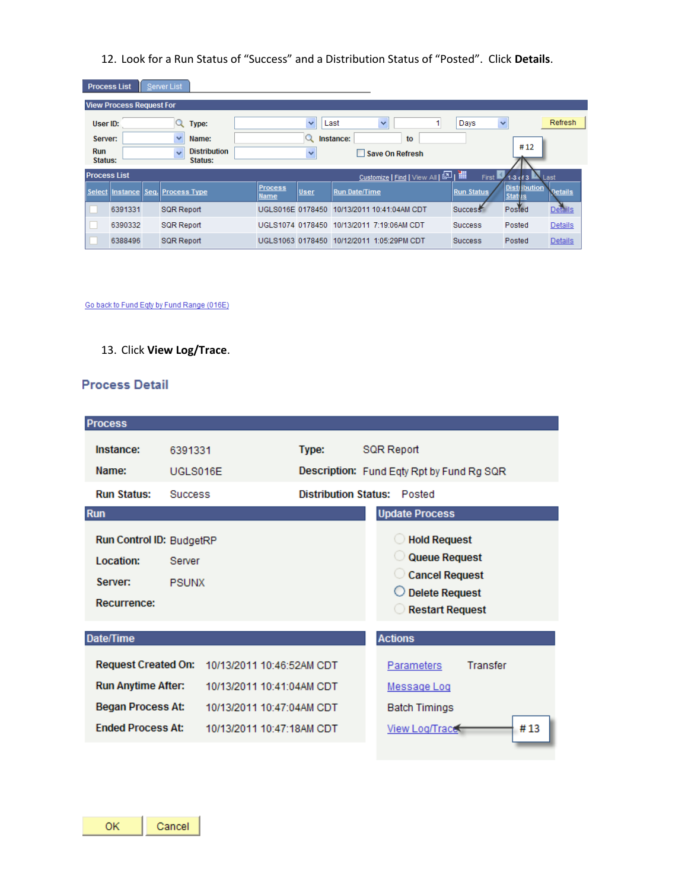12. Look for a Run Status of "Success" and a Distribution Status of "Posted". Click **Details**.

Process List | Server List

**View Process Request For**

User ID: | Type: | Last | 1 | Days | Refresh

Server: | Name: | Instance: | to

Run Status: | Distribution Status: | Save On Refresh

**Process List**

Customize | Find | View All | First 1-3 of 3 Last

| Select | Instance | Seq. | Process Type | Process Name | User | Run Date/Time | Run Status | Distribution Status | Details |
|---|---|---|---|---|---|---|---|---|---|
| | 6391331 | | SQR Report | UGLS016E | 0178450 | 10/13/2011 10:41:04AM CDT | Success | Posted | Details |
| | 6390332 | | SQR Report | UGLS1074 | 0178450 | 10/13/2011 7:19:06AM CDT | Success | Posted | Details |
| | 6388496 | | SQR Report | UGLS1063 | 0178450 | 10/12/2011 1:05:29PM CDT | Success | Posted | Details |

# 12

Go back to Fund Eqty by Fund Range (016E)

13. Click **View Log/Trace**.

## Process Detail

**Process**

| | | | |
|---|---|---|---|
| **Instance:** | 6391331 | **Type:** | SQR Report |
| **Name:** | UGLS016E | **Description:** | Fund Eqty Rpt by Fund Rg SQR |
| **Run Status:** | Success | **Distribution Status:** | Posted |

**Run**

**Run Control ID:** BudgetRP

**Location:** Server

**Server:** PSUNX

**Recurrence:**

**Update Process**

- Hold Request
- Queue Request
- Cancel Request
- Delete Request
- Restart Request

**Date/Time**

**Request Created On:** 10/13/2011 10:46:52AM CDT

**Run Anytime After:** 10/13/2011 10:41:04AM CDT

**Began Process At:** 10/13/2011 10:47:04AM CDT

**Ended Process At:** 10/13/2011 10:47:18AM CDT

**Actions**

Parameters &nbsp; Transfer

Message Log

Batch Timings

View Log/Trace ← # 13

OK &nbsp; Cancel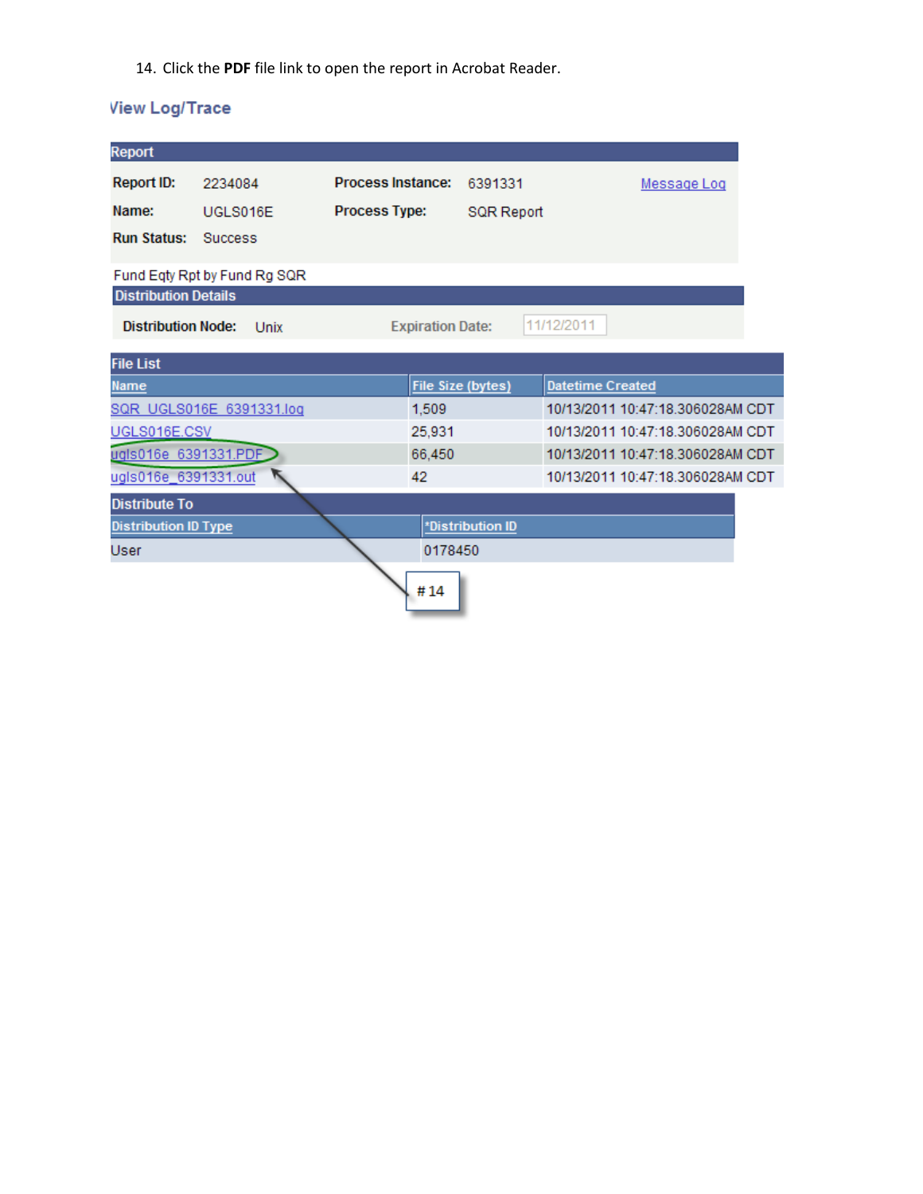14. Click the **PDF** file link to open the report in Acrobat Reader.

View Log/Trace

**Report**

| | | | | |
|---|---|---|---|---|
| **Report ID:** | 2234084 | **Process Instance:** | 6391331 | Message Log |
| **Name:** | UGLS016E | **Process Type:** | SQR Report | |
| **Run Status:** | Success | | | |

Fund Eqty Rpt by Fund Rg SQR

**Distribution Details**

**Distribution Node:** Unix    Expiration Date: 11/12/2011

**File List**

| Name | File Size (bytes) | Datetime Created |
|---|---|---|
| SQR_UGLS016E_6391331.log | 1,509 | 10/13/2011 10:47:18.306028AM CDT |
| UGLS016E.CSV | 25,931 | 10/13/2011 10:47:18.306028AM CDT |
| ugls016e_6391331.PDF | 66,450 | 10/13/2011 10:47:18.306028AM CDT |
| ugls016e_6391331.out | 42 | 10/13/2011 10:47:18.306028AM CDT |

**Distribute To**

| Distribution ID Type | *Distribution ID |
|---|---|
| User | 0178450 |

# 14